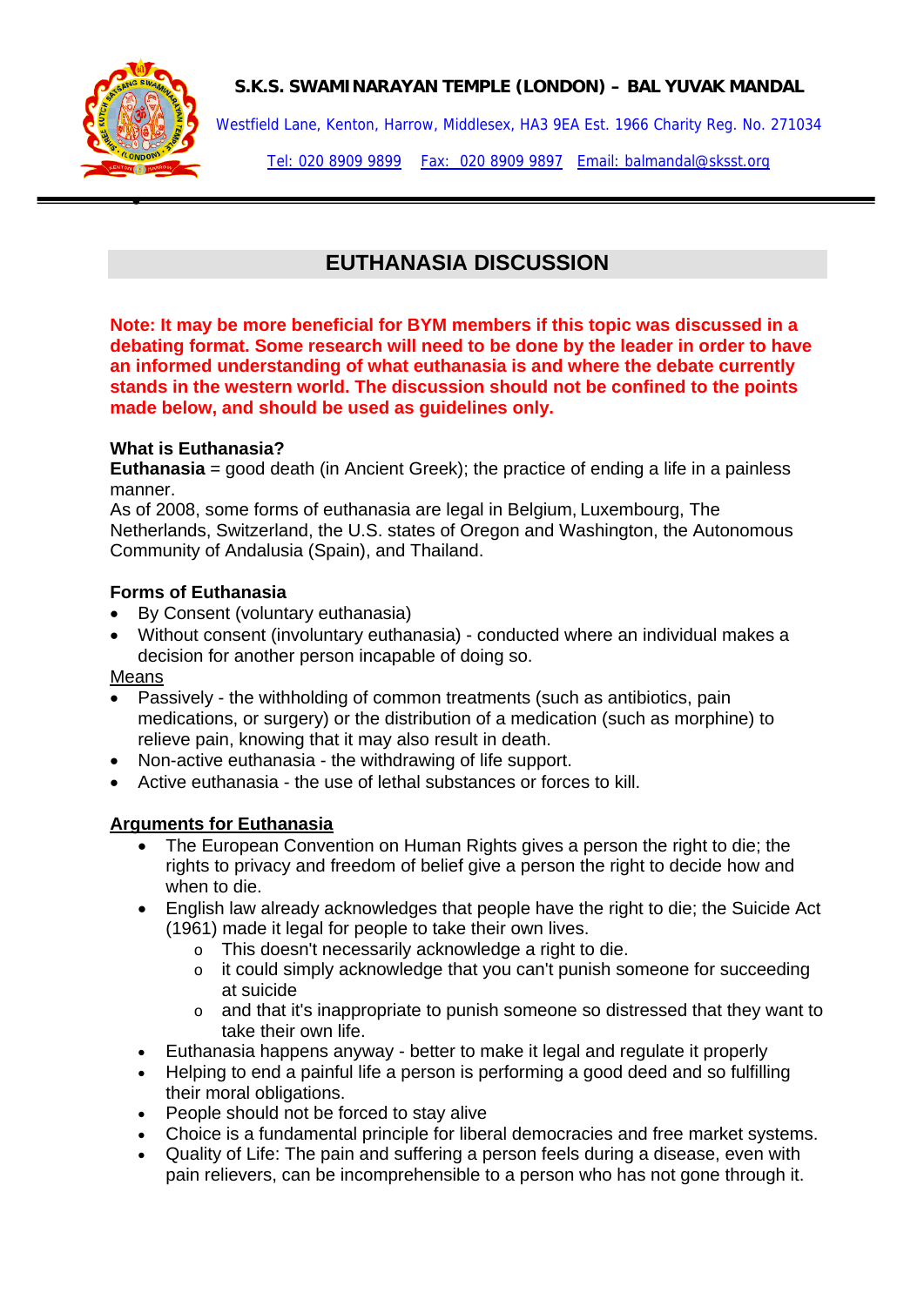**S.K.S. SWAMINARAYAN TEMPLE (LONDON) – BAL YUVAK MANDAL**

Westfield Lane, Kenton, Harrow, Middlesex, HA3 9EA Est. 1966 Charity Reg. No. 271034

Tel: 020 8909 9899 Fax: 020 8909 9897 Email: balmandal@sksst.org

# EUTHANASIA DISCUSSION

**Note: It may be more beneficial for BYM members if this topic was discussed in a debating format. Some research will need to be done by the leader in order to have an informed understanding of what euthanasia is and where the debate currently stands in the western world. The discussion should not be confined to the points made below, and should be used as guidelines only.**

**What is Euthanasia?**

**Euthanasia** = good death (in Ancient Greek); the practice of ending a life in a painless manner.

As of 2008, some forms of euthanasia are legal in Belgium, Luxembourg, The Netherlands, Switzerland, the U.S. states of Oregon and Washington, the Autonomous Community of Andalusia (Spain), and Thailand.

**Forms of Euthanasia**

- By Consent (voluntary euthanasia)
- Without consent (involuntary euthanasia) - conducted where an individual makes a decision for another person incapable of doing so.

Means

- Passively - the withholding of common treatments (such as antibiotics, pain medications, or surgery) or the distribution of a medication (such as morphine) to relieve pain, knowing that it may also result in death.
- Non-active euthanasia - the withdrawing of life support.
- Active euthanasia - the use of lethal substances or forces to kill.

**Arguments for Euthanasia**

- The European Convention on Human Rights gives a person the right to die; the rights to privacy and freedom of belief give a person the right to decide how and when to die.
- English law already acknowledges that people have the right to die; the Suicide Act (1961) made it legal for people to take their own lives.
  - This doesn't necessarily acknowledge a right to die.
  - it could simply acknowledge that you can't punish someone for succeeding at suicide
  - and that it's inappropriate to punish someone so distressed that they want to take their own life.
- Euthanasia happens anyway - better to make it legal and regulate it properly
- Helping to end a painful life a person is performing a good deed and so fulfilling their moral obligations.
- People should not be forced to stay alive
- Choice is a fundamental principle for liberal democracies and free market systems.
- Quality of Life: The pain and suffering a person feels during a disease, even with pain relievers, can be incomprehensible to a person who has not gone through it.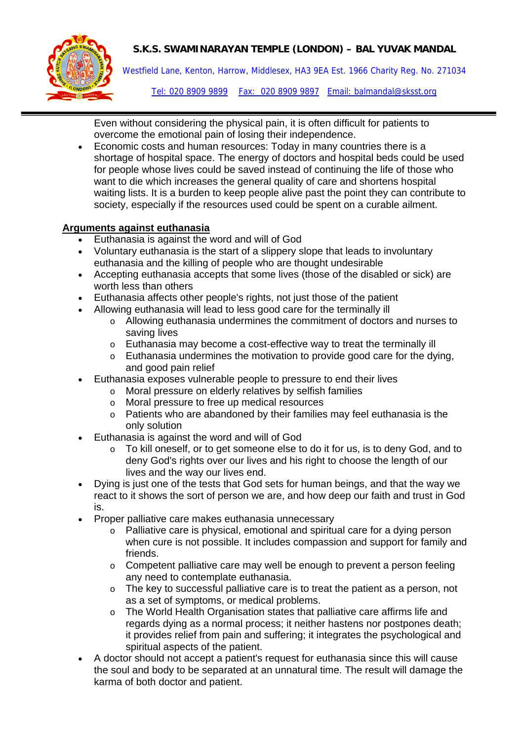Even without considering the physical pain, it is often difficult for patients to overcome the emotional pain of losing their independence.

- Economic costs and human resources: Today in many countries there is a shortage of hospital space. The energy of doctors and hospital beds could be used for people whose lives could be saved instead of continuing the life of those who want to die which increases the general quality of care and shortens hospital waiting lists. It is a burden to keep people alive past the point they can contribute to society, especially if the resources used could be spent on a curable ailment.

**Arguments against euthanasia**

- Euthanasia is against the word and will of God
- Voluntary euthanasia is the start of a slippery slope that leads to involuntary euthanasia and the killing of people who are thought undesirable
- Accepting euthanasia accepts that some lives (those of the disabled or sick) are worth less than others
- Euthanasia affects other people's rights, not just those of the patient
- Allowing euthanasia will lead to less good care for the terminally ill
  - Allowing euthanasia undermines the commitment of doctors and nurses to saving lives
  - Euthanasia may become a cost-effective way to treat the terminally ill
  - Euthanasia undermines the motivation to provide good care for the dying, and good pain relief
- Euthanasia exposes vulnerable people to pressure to end their lives
  - Moral pressure on elderly relatives by selfish families
  - Moral pressure to free up medical resources
  - Patients who are abandoned by their families may feel euthanasia is the only solution
- Euthanasia is against the word and will of God
  - To kill oneself, or to get someone else to do it for us, is to deny God, and to deny God's rights over our lives and his right to choose the length of our lives and the way our lives end.
- Dying is just one of the tests that God sets for human beings, and that the way we react to it shows the sort of person we are, and how deep our faith and trust in God is.
- Proper palliative care makes euthanasia unnecessary
  - Palliative care is physical, emotional and spiritual care for a dying person when cure is not possible. It includes compassion and support for family and friends.
  - Competent palliative care may well be enough to prevent a person feeling any need to contemplate euthanasia.
  - The key to successful palliative care is to treat the patient as a person, not as a set of symptoms, or medical problems.
  - The World Health Organisation states that palliative care affirms life and regards dying as a normal process; it neither hastens nor postpones death; it provides relief from pain and suffering; it integrates the psychological and spiritual aspects of the patient.
- A doctor should not accept a patient's request for euthanasia since this will cause the soul and body to be separated at an unnatural time. The result will damage the karma of both doctor and patient.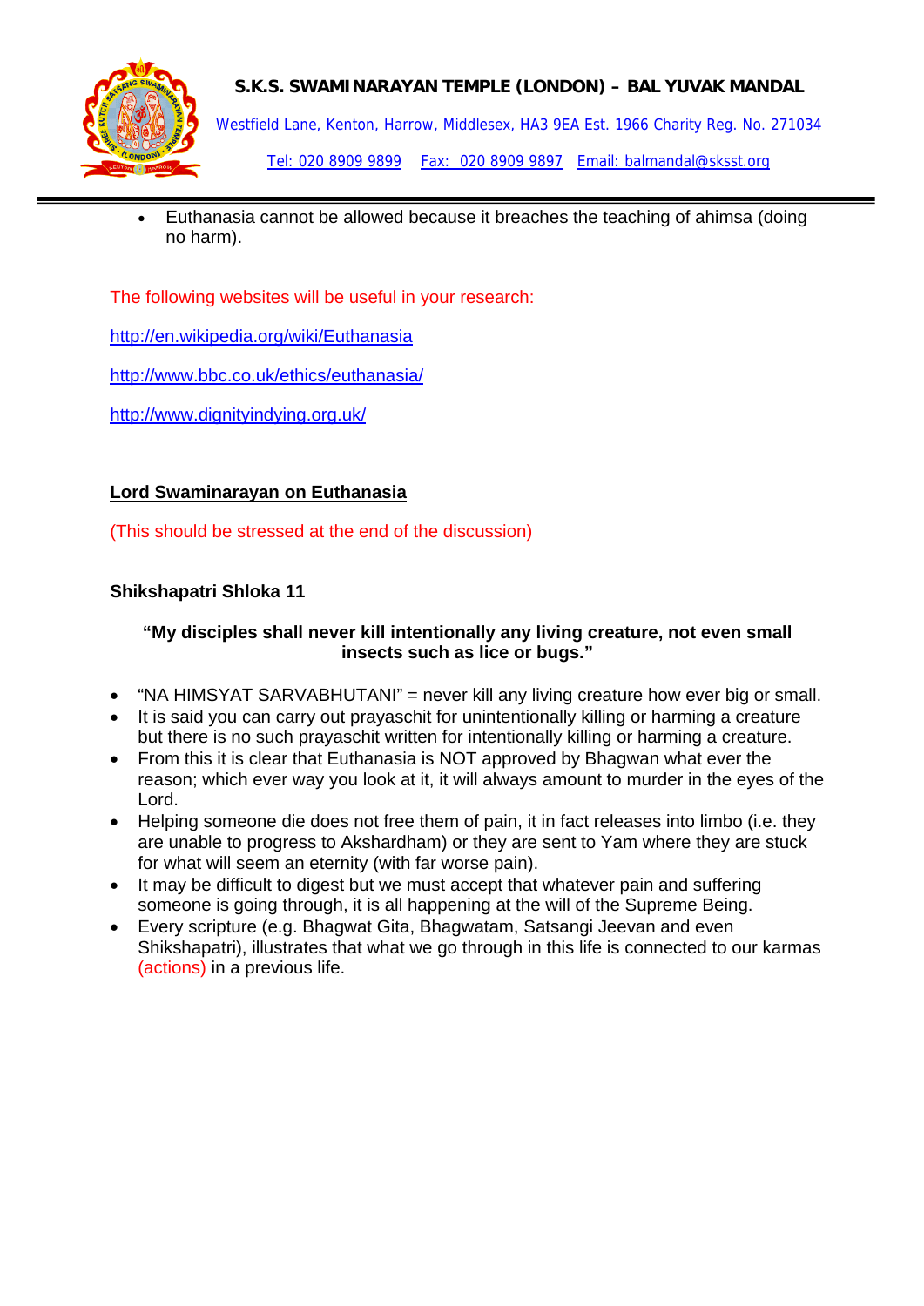- Euthanasia cannot be allowed because it breaches the teaching of ahimsa (doing no harm).

The following websites will be useful in your research:

http://en.wikipedia.org/wiki/Euthanasia

http://www.bbc.co.uk/ethics/euthanasia/

http://www.dignityindying.org.uk/

## Lord Swaminarayan on Euthanasia

(This should be stressed at the end of the discussion)

### Shikshapatri Shloka 11

**"My disciples shall never kill intentionally any living creature, not even small insects such as lice or bugs."**

- "NA HIMSYAT SARVABHUTANI" = never kill any living creature how ever big or small.
- It is said you can carry out prayaschit for unintentionally killing or harming a creature but there is no such prayaschit written for intentionally killing or harming a creature.
- From this it is clear that Euthanasia is NOT approved by Bhagwan what ever the reason; which ever way you look at it, it will always amount to murder in the eyes of the Lord.
- Helping someone die does not free them of pain, it in fact releases into limbo (i.e. they are unable to progress to Akshardham) or they are sent to Yam where they are stuck for what will seem an eternity (with far worse pain).
- It may be difficult to digest but we must accept that whatever pain and suffering someone is going through, it is all happening at the will of the Supreme Being.
- Every scripture (e.g. Bhagwat Gita, Bhagwatam, Satsangi Jeevan and even Shikshapatri), illustrates that what we go through in this life is connected to our karmas (actions) in a previous life.